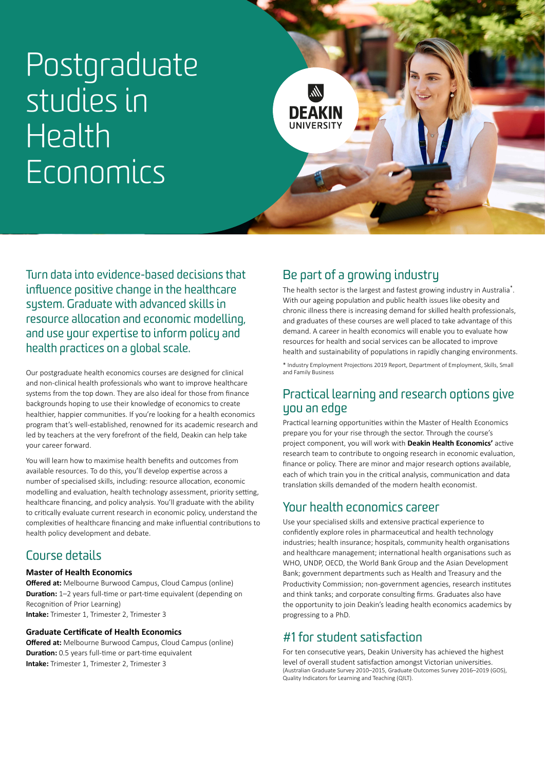# Postgraduate studies in Health Economics

DEAKIN UNIVERSITY

## Turn data into evidence-based decisions that influence positive change in the healthcare system. Graduate with advanced skills in resource allocation and economic modelling, and use your expertise to inform policy and health practices on a global scale.

Our postgraduate health economics courses are designed for clinical and non-clinical health professionals who want to improve healthcare systems from the top down. They are also ideal for those from finance backgrounds hoping to use their knowledge of economics to create healthier, happier communities. If you're looking for a health economics program that's well-established, renowned for its academic research and led by teachers at the very forefront of the field, Deakin can help take your career forward.

You will learn how to maximise health benefits and outcomes from available resources. To do this, you'll develop expertise across a number of specialised skills, including: resource allocation, economic modelling and evaluation, health technology assessment, priority setting, healthcare financing, and policy analysis. You'll graduate with the ability to critically evaluate current research in economic policy, understand the complexities of healthcare financing and make influential contributions to health policy development and debate.

## Course details

### Master of Health Economics

**Offered at:** Melbourne Burwood Campus, Cloud Campus (online)
**Duration:** 1–2 years full-time or part-time equivalent (depending on Recognition of Prior Learning)
**Intake:** Trimester 1, Trimester 2, Trimester 3

### Graduate Certificate of Health Economics

**Offered at:** Melbourne Burwood Campus, Cloud Campus (online)
**Duration:** 0.5 years full-time or part-time equivalent
**Intake:** Trimester 1, Trimester 2, Trimester 3

## Be part of a growing industry

The health sector is the largest and fastest growing industry in Australia*. With our ageing population and public health issues like obesity and chronic illness there is increasing demand for skilled health professionals, and graduates of these courses are well placed to take advantage of this demand. A career in health economics will enable you to evaluate how resources for health and social services can be allocated to improve health and sustainability of populations in rapidly changing environments.

\* Industry Employment Projections 2019 Report, Department of Employment, Skills, Small and Family Business

## Practical learning and research options give you an edge

Practical learning opportunities within the Master of Health Economics prepare you for your rise through the sector. Through the course's project component, you will work with **Deakin Health Economics'** active research team to contribute to ongoing research in economic evaluation, finance or policy. There are minor and major research options available, each of which train you in the critical analysis, communication and data translation skills demanded of the modern health economist.

## Your health economics career

Use your specialised skills and extensive practical experience to confidently explore roles in pharmaceutical and health technology industries; health insurance; hospitals, community health organisations and healthcare management; international health organisations such as WHO, UNDP, OECD, the World Bank Group and the Asian Development Bank; government departments such as Health and Treasury and the Productivity Commission; non-government agencies, research institutes and think tanks; and corporate consulting firms. Graduates also have the opportunity to join Deakin's leading health economics academics by progressing to a PhD.

## #1 for student satisfaction

For ten consecutive years, Deakin University has achieved the highest level of overall student satisfaction amongst Victorian universities.
(Australian Graduate Survey 2010–2015, Graduate Outcomes Survey 2016–2019 (GOS), Quality Indicators for Learning and Teaching (QILT).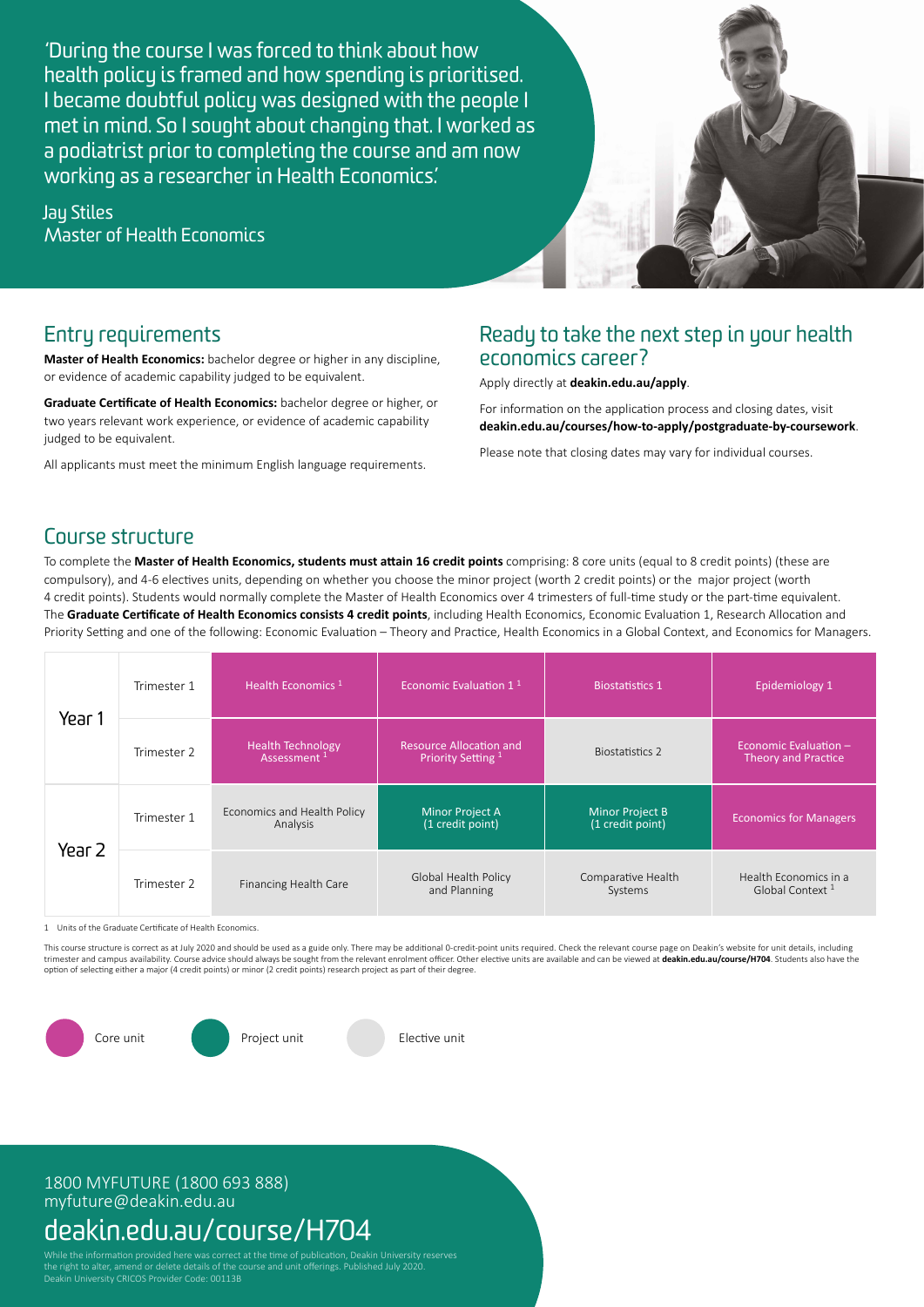'During the course I was forced to think about how health policy is framed and how spending is prioritised. I became doubtful policy was designed with the people I met in mind. So I sought about changing that. I worked as a podiatrist prior to completing the course and am now working as a researcher in Health Economics.'

Jay Stiles
Master of Health Economics

## Entry requirements

**Master of Health Economics:** bachelor degree or higher in any discipline, or evidence of academic capability judged to be equivalent.

**Graduate Certificate of Health Economics:** bachelor degree or higher, or two years relevant work experience, or evidence of academic capability judged to be equivalent.

All applicants must meet the minimum English language requirements.

## Ready to take the next step in your health economics career?

Apply directly at **deakin.edu.au/apply**.

For information on the application process and closing dates, visit **deakin.edu.au/courses/how-to-apply/postgraduate-by-coursework**.

Please note that closing dates may vary for individual courses.

## Course structure

To complete the **Master of Health Economics, students must attain 16 credit points** comprising: 8 core units (equal to 8 credit points) (these are compulsory), and 4-6 electives units, depending on whether you choose the minor project (worth 2 credit points) or the major project (worth 4 credit points). Students would normally complete the Master of Health Economics over 4 trimesters of full-time study or the part-time equivalent. The **Graduate Certificate of Health Economics consists 4 credit points**, including Health Economics, Economic Evaluation 1, Research Allocation and Priority Setting and one of the following: Economic Evaluation – Theory and Practice, Health Economics in a Global Context, and Economics for Managers.

| | | | | | |
|---|---|---|---|---|---|
| Year 1 | Trimester 1 | Health Economics [1] | Economic Evaluation 1 [1] | Biostatistics 1 | Epidemiology 1 |
| | Trimester 2 | Health Technology Assessment [1] | Resource Allocation and Priority Setting [1] | Biostatistics 2 | Economic Evaluation – Theory and Practice |
| Year 2 | Trimester 1 | Economics and Health Policy Analysis | Minor Project A (1 credit point) | Minor Project B (1 credit point) | Economics for Managers |
| | Trimester 2 | Financing Health Care | Global Health Policy and Planning | Comparative Health Systems | Health Economics in a Global Context [1] |

1 Units of the Graduate Certificate of Health Economics.

This course structure is correct as at July 2020 and should be used as a guide only. There may be additional 0-credit-point units required. Check the relevant course page on Deakin's website for unit details, including trimester and campus availability. Course advice should always be sought from the relevant enrolment officer. Other elective units are available and can be viewed at **deakin.edu.au/course/H704**. Students also have the option of selecting either a major (4 credit points) or minor (2 credit points) research project as part of their degree.

Core unit

Project unit

Elective unit

1800 MYFUTURE (1800 693 888)
myfuture@deakin.edu.au

# deakin.edu.au/course/H704

While the information provided here was correct at the time of publication, Deakin University reserves the right to alter, amend or delete details of the course and unit offerings. Published July 2020.
Deakin University CRICOS Provider Code: 00113B